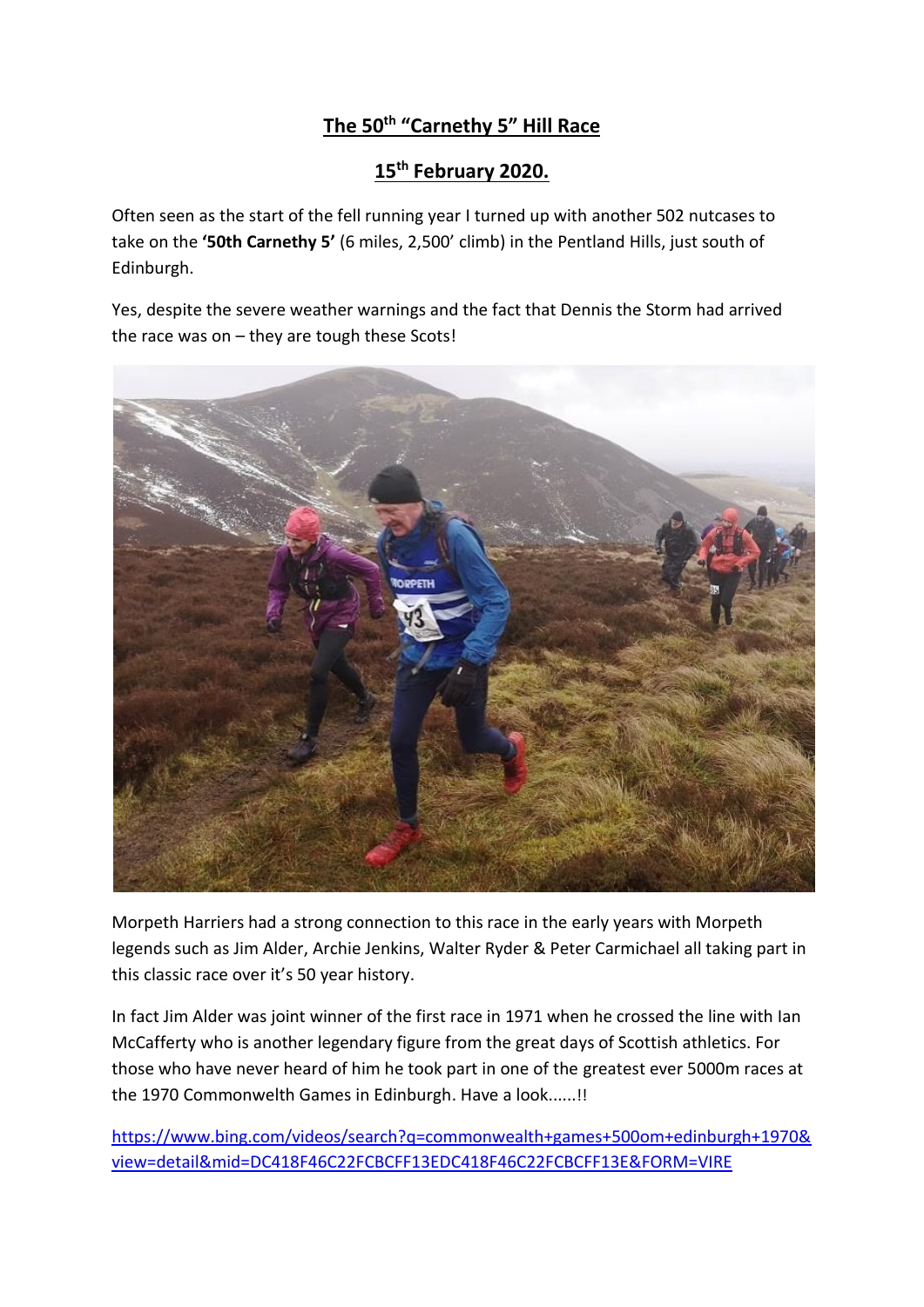# The 50th "Carnethy 5" Hill Race

## 15th February 2020.

Often seen as the start of the fell running year I turned up with another 502 nutcases to take on the **'50th Carnethy 5'** (6 miles, 2,500' climb) in the Pentland Hills, just south of Edinburgh.

Yes, despite the severe weather warnings and the fact that Dennis the Storm had arrived the race was on – they are tough these Scots!

Morpeth Harriers had a strong connection to this race in the early years with Morpeth legends such as Jim Alder, Archie Jenkins, Walter Ryder & Peter Carmichael all taking part in this classic race over it's 50 year history.

In fact Jim Alder was joint winner of the first race in 1971 when he crossed the line with Ian McCafferty who is another legendary figure from the great days of Scottish athletics. For those who have never heard of him he took part in one of the greatest ever 5000m races at the 1970 Commonwealth Games in Edinburgh. Have a look......!!

https://www.bing.com/videos/search?q=commonwealth+games+500om+edinburgh+1970&view=detail&mid=DC418F46C22FCBCFF13EDC418F46C22FCBCFF13E&FORM=VIRE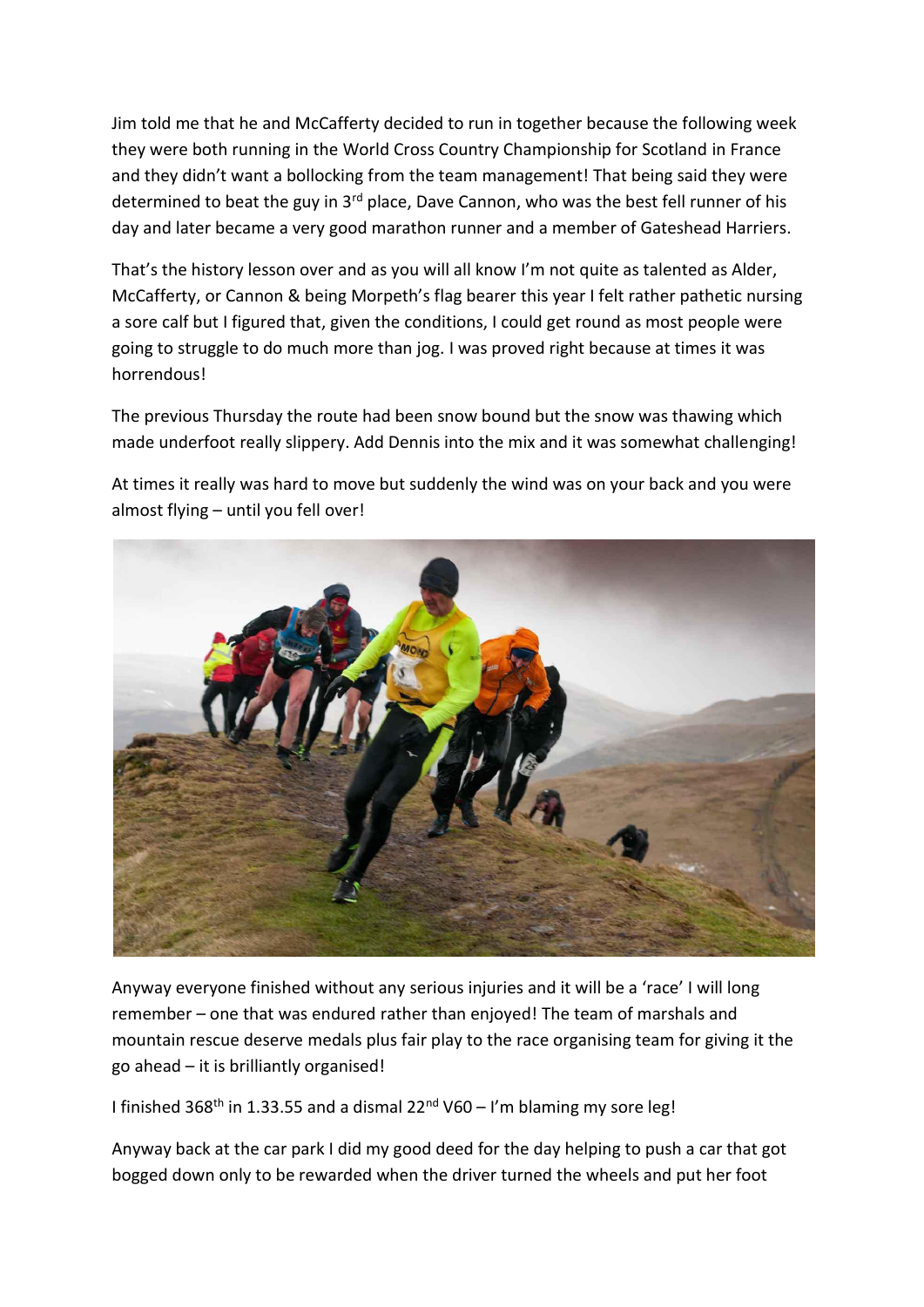Jim told me that he and McCafferty decided to run in together because the following week they were both running in the World Cross Country Championship for Scotland in France and they didn't want a bollocking from the team management! That being said they were determined to beat the guy in 3rd place, Dave Cannon, who was the best fell runner of his day and later became a very good marathon runner and a member of Gateshead Harriers.

That's the history lesson over and as you will all know I'm not quite as talented as Alder, McCafferty, or Cannon & being Morpeth's flag bearer this year I felt rather pathetic nursing a sore calf but I figured that, given the conditions, I could get round as most people were going to struggle to do much more than jog. I was proved right because at times it was horrendous!

The previous Thursday the route had been snow bound but the snow was thawing which made underfoot really slippery. Add Dennis into the mix and it was somewhat challenging!

At times it really was hard to move but suddenly the wind was on your back and you were almost flying – until you fell over!

Anyway everyone finished without any serious injuries and it will be a 'race' I will long remember – one that was endured rather than enjoyed! The team of marshals and mountain rescue deserve medals plus fair play to the race organising team for giving it the go ahead – it is brilliantly organised!

I finished 368th in 1.33.55 and a dismal 22nd V60 – I'm blaming my sore leg!

Anyway back at the car park I did my good deed for the day helping to push a car that got bogged down only to be rewarded when the driver turned the wheels and put her foot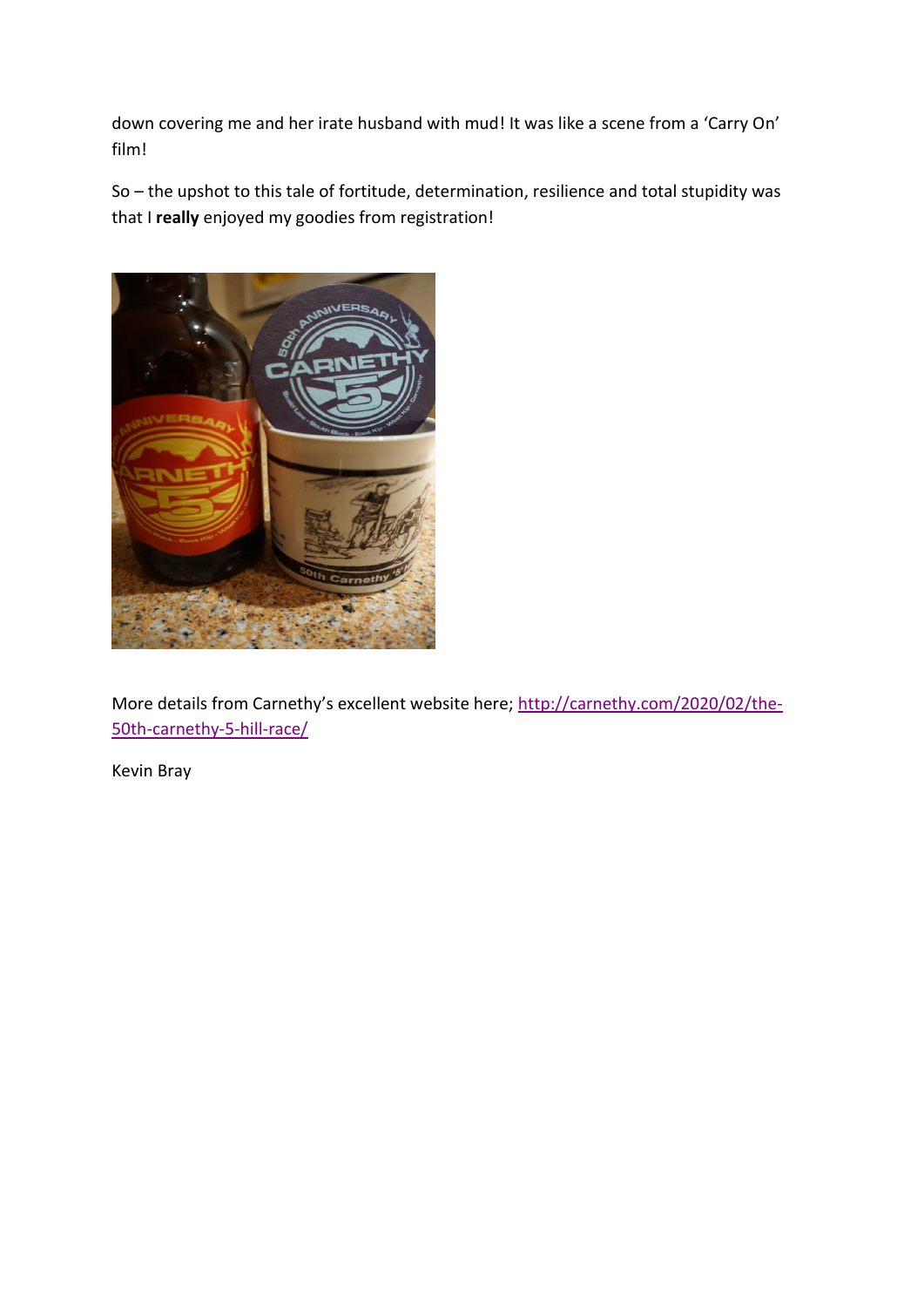down covering me and her irate husband with mud! It was like a scene from a 'Carry On' film!

So – the upshot to this tale of fortitude, determination, resilience and total stupidity was that I **really** enjoyed my goodies from registration!

More details from Carnethy's excellent website here; [http://carnethy.com/2020/02/the-50th-carnethy-5-hill-race/](http://carnethy.com/2020/02/the-50th-carnethy-5-hill-race/)

Kevin Bray